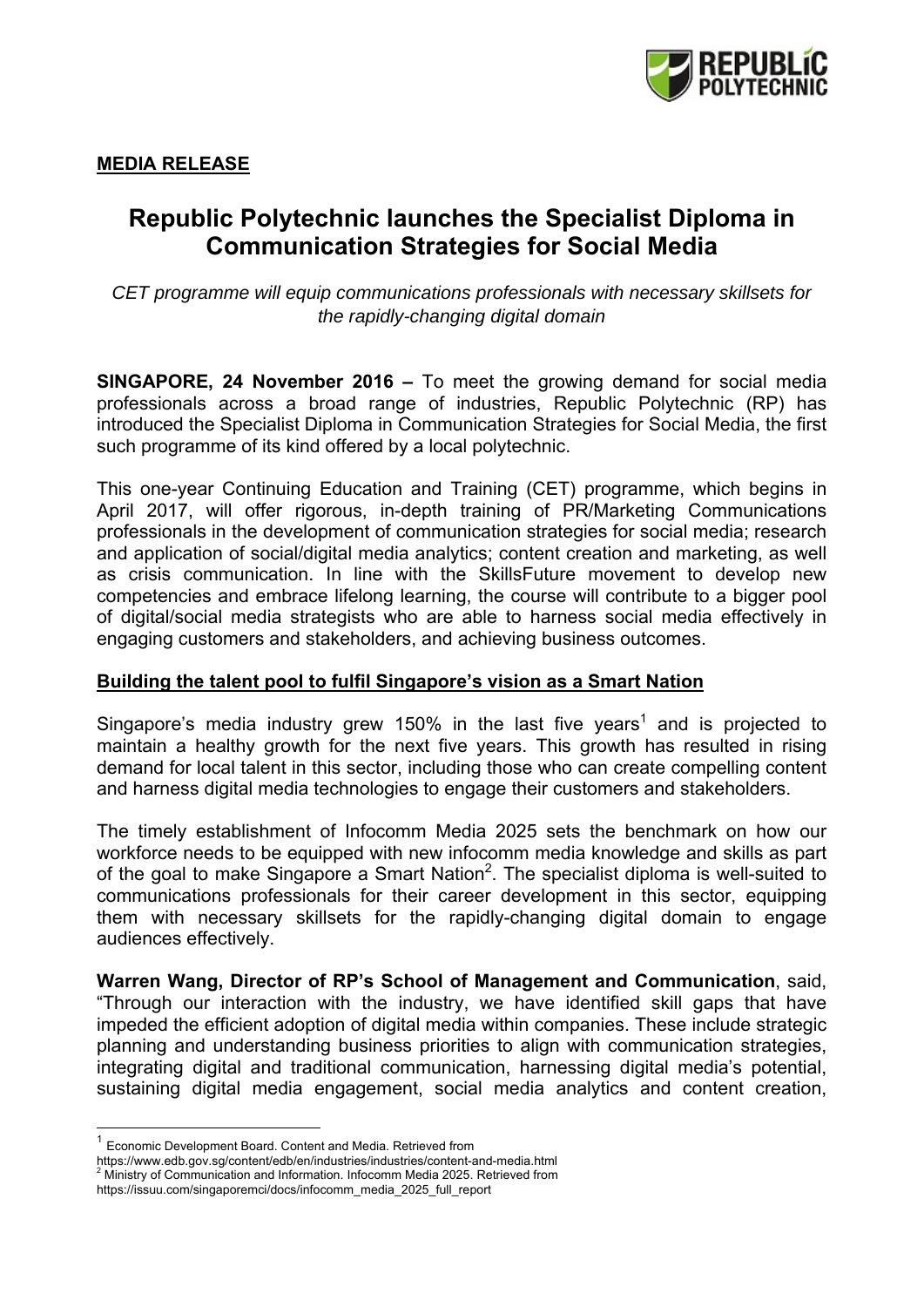**MEDIA RELEASE**

# Republic Polytechnic launches the Specialist Diploma in Communication Strategies for Social Media

*CET programme will equip communications professionals with necessary skillsets for the rapidly-changing digital domain*

**SINGAPORE, 24 November 2016 –** To meet the growing demand for social media professionals across a broad range of industries, Republic Polytechnic (RP) has introduced the Specialist Diploma in Communication Strategies for Social Media, the first such programme of its kind offered by a local polytechnic.

This one-year Continuing Education and Training (CET) programme, which begins in April 2017, will offer rigorous, in-depth training of PR/Marketing Communications professionals in the development of communication strategies for social media; research and application of social/digital media analytics; content creation and marketing, as well as crisis communication. In line with the SkillsFuture movement to develop new competencies and embrace lifelong learning, the course will contribute to a bigger pool of digital/social media strategists who are able to harness social media effectively in engaging customers and stakeholders, and achieving business outcomes.

## Building the talent pool to fulfil Singapore's vision as a Smart Nation

Singapore's media industry grew 150% in the last five years[1] and is projected to maintain a healthy growth for the next five years. This growth has resulted in rising demand for local talent in this sector, including those who can create compelling content and harness digital media technologies to engage their customers and stakeholders.

The timely establishment of Infocomm Media 2025 sets the benchmark on how our workforce needs to be equipped with new infocomm media knowledge and skills as part of the goal to make Singapore a Smart Nation[2]. The specialist diploma is well-suited to communications professionals for their career development in this sector, equipping them with necessary skillsets for the rapidly-changing digital domain to engage audiences effectively.

**Warren Wang, Director of RP's School of Management and Communication**, said, "Through our interaction with the industry, we have identified skill gaps that have impeded the efficient adoption of digital media within companies. These include strategic planning and understanding business priorities to align with communication strategies, integrating digital and traditional communication, harnessing digital media's potential, sustaining digital media engagement, social media analytics and content creation,

---

[1] Economic Development Board. Content and Media. Retrieved from https://www.edb.gov.sg/content/edb/en/industries/industries/content-and-media.html

[2] Ministry of Communication and Information. Infocomm Media 2025. Retrieved from https://issuu.com/singaporemci/docs/infocomm_media_2025_full_report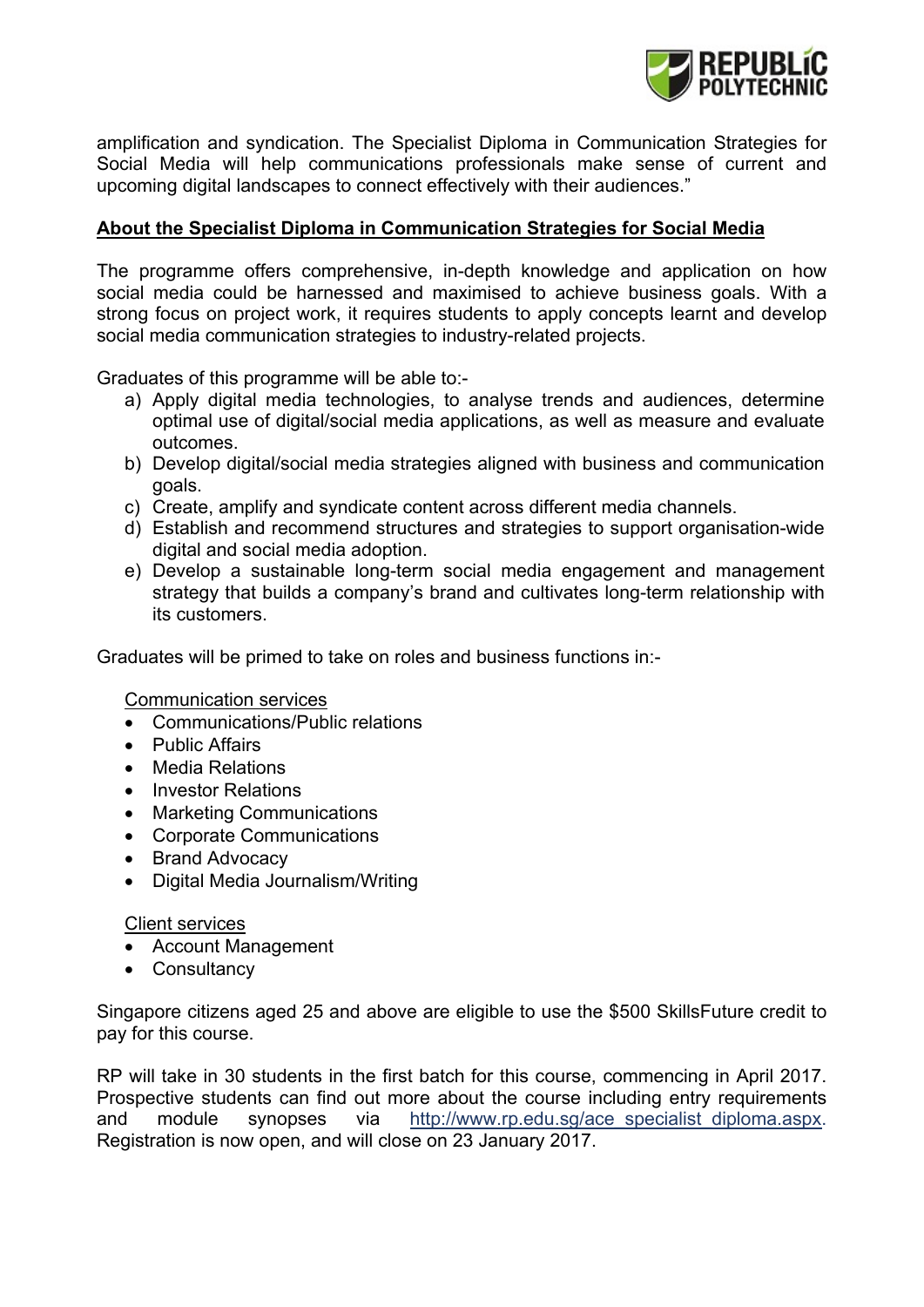amplification and syndication. The Specialist Diploma in Communication Strategies for Social Media will help communications professionals make sense of current and upcoming digital landscapes to connect effectively with their audiences."

**About the Specialist Diploma in Communication Strategies for Social Media**

The programme offers comprehensive, in-depth knowledge and application on how social media could be harnessed and maximised to achieve business goals. With a strong focus on project work, it requires students to apply concepts learnt and develop social media communication strategies to industry-related projects.

Graduates of this programme will be able to:-

a) Apply digital media technologies, to analyse trends and audiences, determine optimal use of digital/social media applications, as well as measure and evaluate outcomes.
b) Develop digital/social media strategies aligned with business and communication goals.
c) Create, amplify and syndicate content across different media channels.
d) Establish and recommend structures and strategies to support organisation-wide digital and social media adoption.
e) Develop a sustainable long-term social media engagement and management strategy that builds a company's brand and cultivates long-term relationship with its customers.

Graduates will be primed to take on roles and business functions in:-

Communication services

- Communications/Public relations
- Public Affairs
- Media Relations
- Investor Relations
- Marketing Communications
- Corporate Communications
- Brand Advocacy
- Digital Media Journalism/Writing

Client services

- Account Management
- Consultancy

Singapore citizens aged 25 and above are eligible to use the $500 SkillsFuture credit to pay for this course.

RP will take in 30 students in the first batch for this course, commencing in April 2017. Prospective students can find out more about the course including entry requirements and module synopses via http://www.rp.edu.sg/ace_specialist_diploma.aspx. Registration is now open, and will close on 23 January 2017.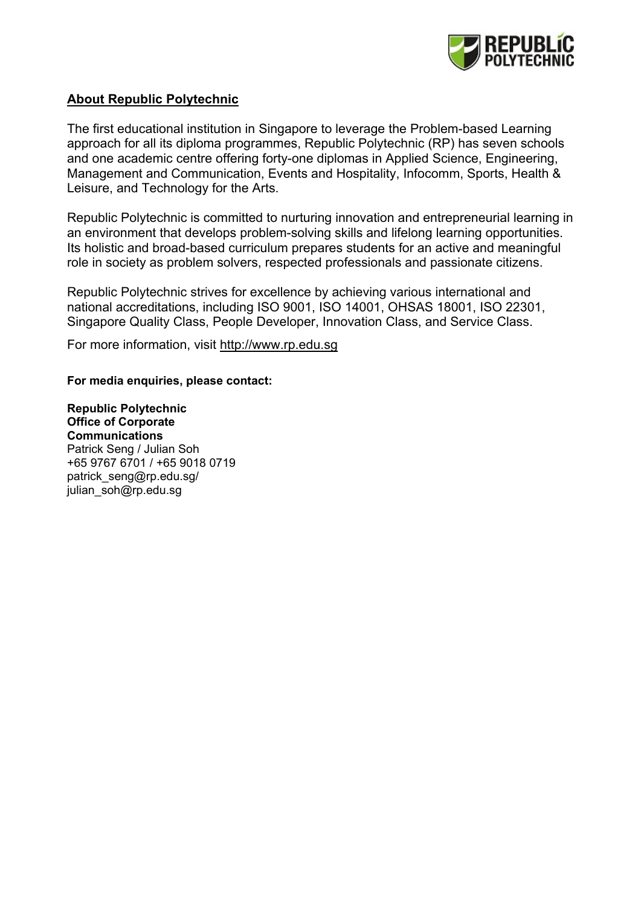## About Republic Polytechnic

The first educational institution in Singapore to leverage the Problem-based Learning approach for all its diploma programmes, Republic Polytechnic (RP) has seven schools and one academic centre offering forty-one diplomas in Applied Science, Engineering, Management and Communication, Events and Hospitality, Infocomm, Sports, Health & Leisure, and Technology for the Arts.

Republic Polytechnic is committed to nurturing innovation and entrepreneurial learning in an environment that develops problem-solving skills and lifelong learning opportunities. Its holistic and broad-based curriculum prepares students for an active and meaningful role in society as problem solvers, respected professionals and passionate citizens.

Republic Polytechnic strives for excellence by achieving various international and national accreditations, including ISO 9001, ISO 14001, OHSAS 18001, ISO 22301, Singapore Quality Class, People Developer, Innovation Class, and Service Class.

For more information, visit http://www.rp.edu.sg

**For media enquiries, please contact:**

**Republic Polytechnic**
**Office of Corporate Communications**
Patrick Seng / Julian Soh
+65 9767 6701 / +65 9018 0719
patrick_seng@rp.edu.sg/
julian_soh@rp.edu.sg